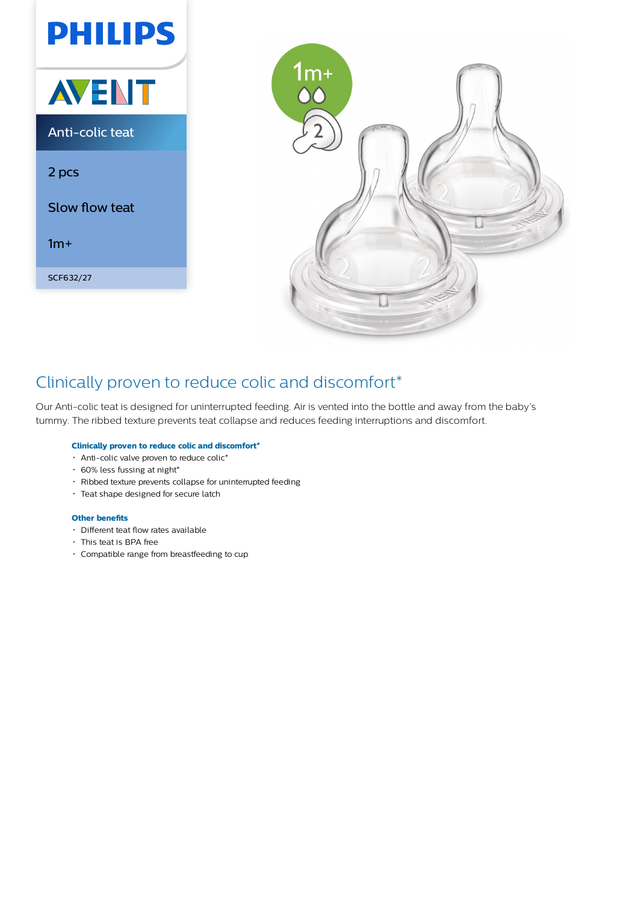PHILIPS

AVENT

Anti-colic teat

2 pcs

Slow flow teat

1m+

SCF632/27

# Clinically proven to reduce colic and discomfort*

Our Anti-colic teat is designed for uninterrupted feeding. Air is vented into the bottle and away from the baby's tummy. The ribbed texture prevents teat collapse and reduces feeding interruptions and discomfort.

### Clinically proven to reduce colic and discomfort*

- Anti-colic valve proven to reduce colic*
- 60% less fussing at night*
- Ribbed texture prevents collapse for uninterrupted feeding
- Teat shape designed for secure latch

### Other benefits

- Different teat flow rates available
- This teat is BPA free
- Compatible range from breastfeeding to cup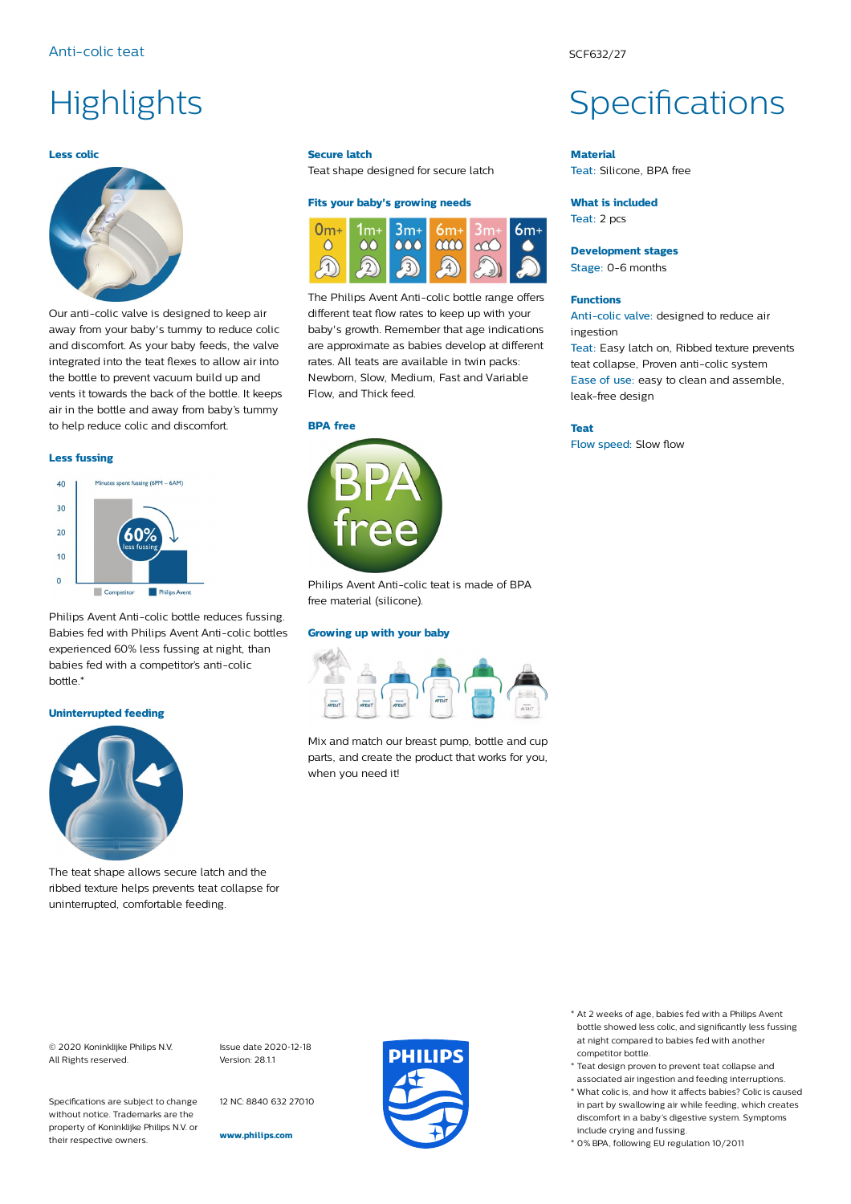Anti-colic teat

SCF632/27

# Highlights

### Less colic

Our anti-colic valve is designed to keep air away from your baby's tummy to reduce colic and discomfort. As your baby feeds, the valve integrated into the teat flexes to allow air into the bottle to prevent vacuum build up and vents it towards the back of the bottle. It keeps air in the bottle and away from baby's tummy to help reduce colic and discomfort.

### Less fussing

Minutes spent fussing (6PM – 6AM)

40
30
20
10
0

60% less fussing

Competitor
Philips Avent

Philips Avent Anti-colic bottle reduces fussing. Babies fed with Philips Avent Anti-colic bottles experienced 60% less fussing at night, than babies fed with a competitor's anti-colic bottle.*

### Uninterrupted feeding

The teat shape allows secure latch and the ribbed texture helps prevents teat collapse for uninterrupted, comfortable feeding.

### Secure latch

Teat shape designed for secure latch

### Fits your baby's growing needs

0m+ 1m+ 3m+ 6m+ 3m+ 6m+

The Philips Avent Anti-colic bottle range offers different teat flow rates to keep up with your baby's growth. Remember that age indications are approximate as babies develop at different rates. All teats are available in twin packs: Newborn, Slow, Medium, Fast and Variable Flow, and Thick feed.

### BPA free

BPA free

Philips Avent Anti-colic teat is made of BPA free material (silicone).

### Growing up with your baby

Mix and match our breast pump, bottle and cup parts, and create the product that works for you, when you need it!

# Specifications

### Material

Teat: Silicone, BPA free

### What is included

Teat: 2 pcs

### Development stages

Stage: 0-6 months

### Functions

Anti-colic valve: designed to reduce air ingestion
Teat: Easy latch on, Ribbed texture prevents teat collapse, Proven anti-colic system
Ease of use: easy to clean and assemble, leak-free design

### Teat

Flow speed: Slow flow

* At 2 weeks of age, babies fed with a Philips Avent bottle showed less colic, and significantly less fussing at night compared to babies fed with another competitor bottle.
* Teat design proven to prevent teat collapse and associated air ingestion and feeding interruptions.
* What colic is, and how it affects babies? Colic is caused in part by swallowing air while feeding, which creates discomfort in a baby's digestive system. Symptoms include crying and fussing.
* 0% BPA, following EU regulation 10/2011

© 2020 Koninklijke Philips N.V.
All Rights reserved.

Specifications are subject to change without notice. Trademarks are the property of Koninklijke Philips N.V. or their respective owners.

Issue date 2020-12-18
Version: 28.1.1

12 NC: 8840 632 27010

www.philips.com

PHILIPS